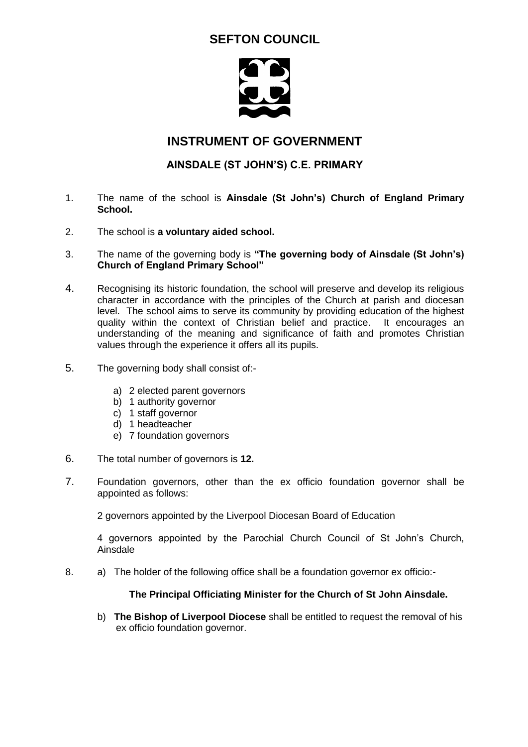# SEFTON COUNCIL

## INSTRUMENT OF GOVERNMENT

### AINSDALE (ST JOHN'S) C.E. PRIMARY

1. The name of the school is **Ainsdale (St John's) Church of England Primary School.**

2. The school is **a voluntary aided school.**

3. The name of the governing body is **"The governing body of Ainsdale (St John's) Church of England Primary School"**

4. Recognising its historic foundation, the school will preserve and develop its religious character in accordance with the principles of the Church at parish and diocesan level. The school aims to serve its community by providing education of the highest quality within the context of Christian belief and practice. It encourages an understanding of the meaning and significance of faith and promotes Christian values through the experience it offers all its pupils.

5. The governing body shall consist of:-

   a) 2 elected parent governors
   b) 1 authority governor
   c) 1 staff governor
   d) 1 headteacher
   e) 7 foundation governors

6. The total number of governors is **12.**

7. Foundation governors, other than the ex officio foundation governor shall be appointed as follows:

   2 governors appointed by the Liverpool Diocesan Board of Education

   4 governors appointed by the Parochial Church Council of St John's Church, Ainsdale

8. a) The holder of the following office shall be a foundation governor ex officio:-

   **The Principal Officiating Minister for the Church of St John Ainsdale.**

   b) **The Bishop of Liverpool Diocese** shall be entitled to request the removal of his ex officio foundation governor.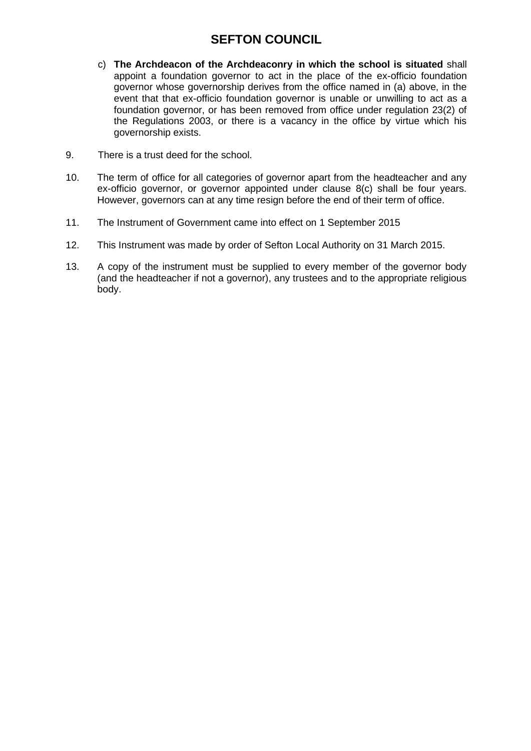c) **The Archdeacon of the Archdeaconry in which the school is situated** shall appoint a foundation governor to act in the place of the ex-officio foundation governor whose governorship derives from the office named in (a) above, in the event that that ex-officio foundation governor is unable or unwilling to act as a foundation governor, or has been removed from office under regulation 23(2) of the Regulations 2003, or there is a vacancy in the office by virtue which his governorship exists.

9. There is a trust deed for the school.

10. The term of office for all categories of governor apart from the headteacher and any ex-officio governor, or governor appointed under clause 8(c) shall be four years. However, governors can at any time resign before the end of their term of office.

11. The Instrument of Government came into effect on 1 September 2015

12. This Instrument was made by order of Sefton Local Authority on 31 March 2015.

13. A copy of the instrument must be supplied to every member of the governor body (and the headteacher if not a governor), any trustees and to the appropriate religious body.